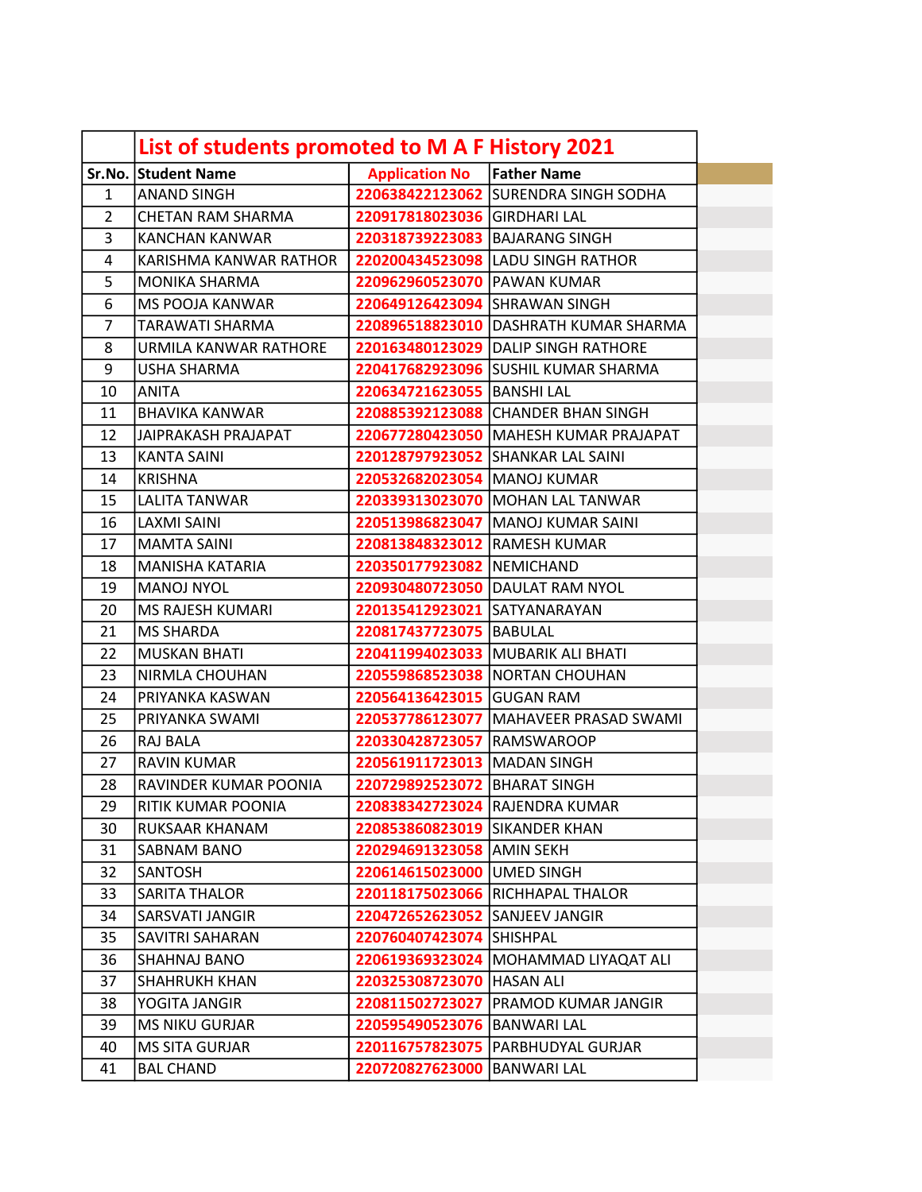# List of students promoted to M A F History 2021

| Sr.No. | Student Name | Application No | Father Name |
|---|---|---|---|
| 1 | ANAND SINGH | 220638422123062 | SURENDRA SINGH SODHA |
| 2 | CHETAN RAM SHARMA | 220917818023036 | GIRDHARI LAL |
| 3 | KANCHAN KANWAR | 220318739223083 | BAJARANG SINGH |
| 4 | KARISHMA KANWAR RATHOR | 220200434523098 | LADU SINGH RATHOR |
| 5 | MONIKA SHARMA | 220962960523070 | PAWAN KUMAR |
| 6 | MS POOJA KANWAR | 220649126423094 | SHRAWAN SINGH |
| 7 | TARAWATI SHARMA | 220896518823010 | DASHRATH KUMAR SHARMA |
| 8 | URMILA KANWAR RATHORE | 220163480123029 | DALIP SINGH RATHORE |
| 9 | USHA SHARMA | 220417682923096 | SUSHIL KUMAR SHARMA |
| 10 | ANITA | 220634721623055 | BANSHI LAL |
| 11 | BHAVIKA KANWAR | 220885392123088 | CHANDER BHAN SINGH |
| 12 | JAIPRAKASH PRAJAPAT | 220677280423050 | MAHESH KUMAR PRAJAPAT |
| 13 | KANTA SAINI | 220128797923052 | SHANKAR LAL SAINI |
| 14 | KRISHNA | 220532682023054 | MANOJ KUMAR |
| 15 | LALITA TANWAR | 220339313023070 | MOHAN LAL TANWAR |
| 16 | LAXMI SAINI | 220513986823047 | MANOJ KUMAR SAINI |
| 17 | MAMTA SAINI | 220813848323012 | RAMESH KUMAR |
| 18 | MANISHA KATARIA | 220350177923082 | NEMICHAND |
| 19 | MANOJ NYOL | 220930480723050 | DAULAT RAM NYOL |
| 20 | MS RAJESH KUMARI | 220135412923021 | SATYANARAYAN |
| 21 | MS SHARDA | 220817437723075 | BABULAL |
| 22 | MUSKAN BHATI | 220411994023033 | MUBARIK ALI BHATI |
| 23 | NIRMLA CHOUHAN | 220559868523038 | NORTAN CHOUHAN |
| 24 | PRIYANKA KASWAN | 220564136423015 | GUGAN RAM |
| 25 | PRIYANKA SWAMI | 220537786123077 | MAHAVEER PRASAD SWAMI |
| 26 | RAJ BALA | 220330428723057 | RAMSWAROOP |
| 27 | RAVIN KUMAR | 220561911723013 | MADAN SINGH |
| 28 | RAVINDER KUMAR POONIA | 220729892523072 | BHARAT SINGH |
| 29 | RITIK KUMAR POONIA | 220838342723024 | RAJENDRA KUMAR |
| 30 | RUKSAAR KHANAM | 220853860823019 | SIKANDER KHAN |
| 31 | SABNAM BANO | 220294691323058 | AMIN SEKH |
| 32 | SANTOSH | 220614615023000 | UMED SINGH |
| 33 | SARITA THALOR | 220118175023066 | RICHHAPAL THALOR |
| 34 | SARSVATI JANGIR | 220472652623052 | SANJEEV JANGIR |
| 35 | SAVITRI SAHARAN | 220760407423074 | SHISHPAL |
| 36 | SHAHNAJ BANO | 220619369323024 | MOHAMMAD LIYAQAT ALI |
| 37 | SHAHRUKH KHAN | 220325308723070 | HASAN ALI |
| 38 | YOGITA JANGIR | 220811502723027 | PRAMOD KUMAR JANGIR |
| 39 | MS NIKU GURJAR | 220595490523076 | BANWARI LAL |
| 40 | MS SITA GURJAR | 220116757823075 | PARBHUDYAL GURJAR |
| 41 | BAL CHAND | 220720827623000 | BANWARI LAL |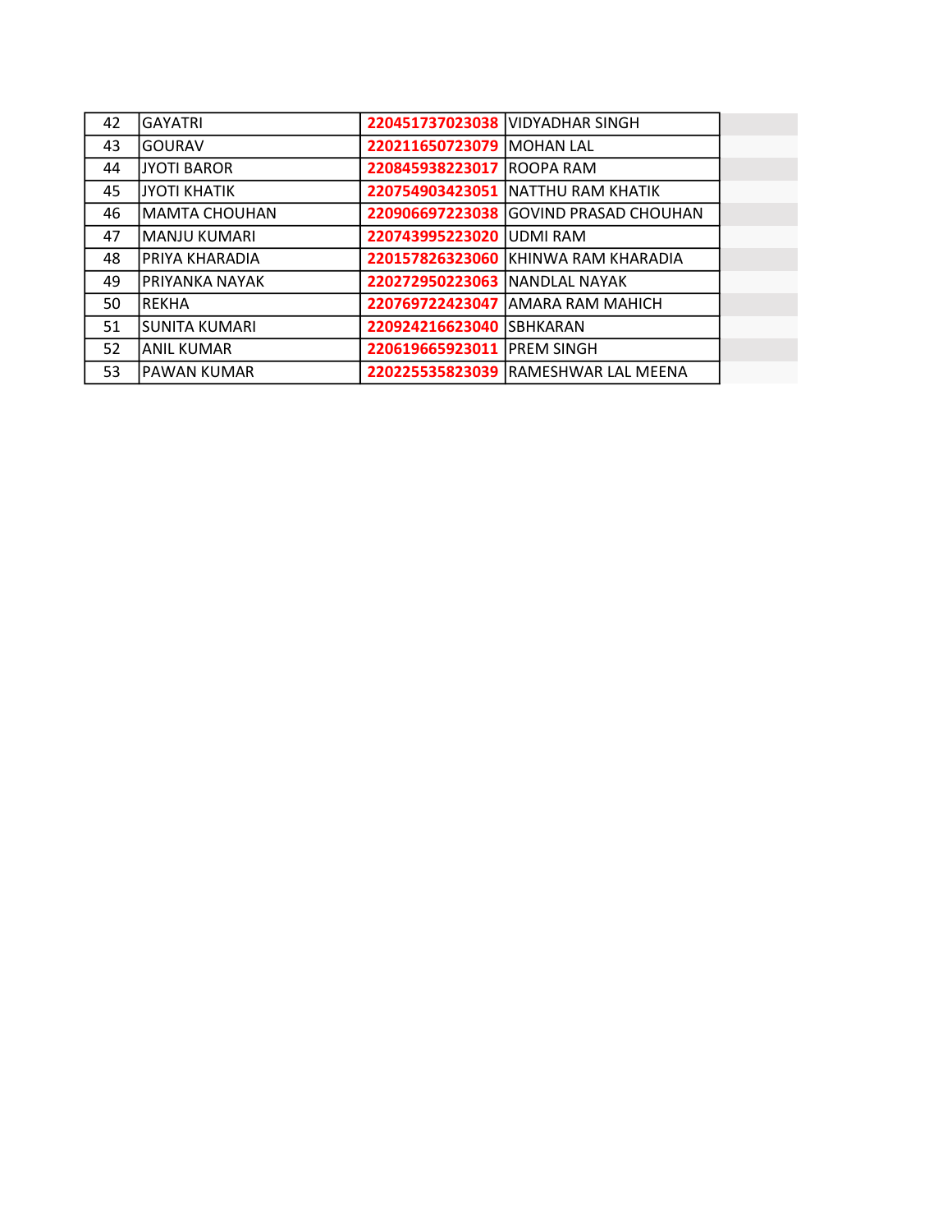| | | | | |
|---|---|---|---|---|
| 42 | GAYATRI | 220451737023038 | VIDYADHAR SINGH | |
| 43 | GOURAV | 220211650723079 | MOHAN LAL | |
| 44 | JYOTI BAROR | 220845938223017 | ROOPA RAM | |
| 45 | JYOTI KHATIK | 220754903423051 | NATTHU RAM KHATIK | |
| 46 | MAMTA CHOUHAN | 220906697223038 | GOVIND PRASAD CHOUHAN | |
| 47 | MANJU KUMARI | 220743995223020 | UDMI RAM | |
| 48 | PRIYA KHARADIA | 220157826323060 | KHINWA RAM KHARADIA | |
| 49 | PRIYANKA NAYAK | 220272950223063 | NANDLAL NAYAK | |
| 50 | REKHA | 220769722423047 | AMARA RAM MAHICH | |
| 51 | SUNITA KUMARI | 220924216623040 | SBHKARAN | |
| 52 | ANIL KUMAR | 220619665923011 | PREM SINGH | |
| 53 | PAWAN KUMAR | 220225535823039 | RAMESHWAR LAL MEENA | |